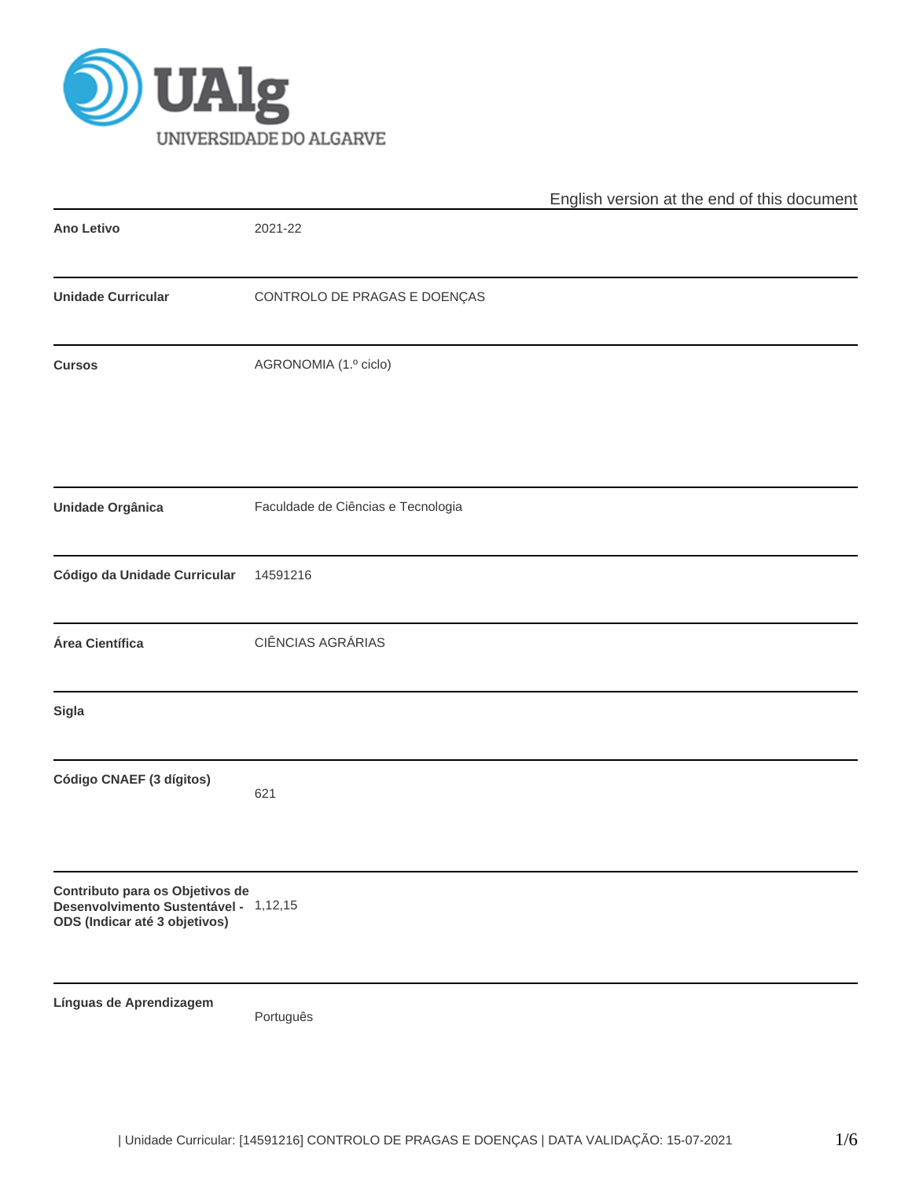UNIVERSIDADE DO ALGARVE

English version at the end of this document

| | |
|---|---|
| **Ano Letivo** | 2021-22 |
| **Unidade Curricular** | CONTROLO DE PRAGAS E DOENÇAS |
| **Cursos** | AGRONOMIA (1.º ciclo) |
| **Unidade Orgânica** | Faculdade de Ciências e Tecnologia |
| **Código da Unidade Curricular** | 14591216 |
| **Área Científica** | CIÊNCIAS AGRÁRIAS |
| **Sigla** | |
| **Código CNAEF (3 dígitos)** | 621 |
| **Contributo para os Objetivos de Desenvolvimento Sustentável - ODS (Indicar até 3 objetivos)** | 1,12,15 |
| **Línguas de Aprendizagem** | Português |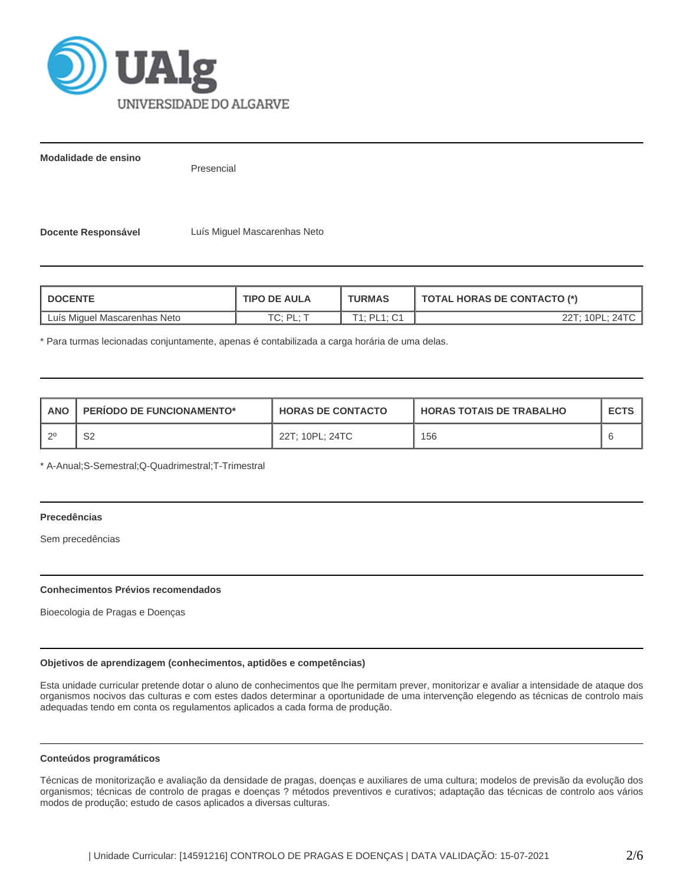**Modalidade de ensino**

Presencial

**Docente Responsável** Luís Miguel Mascarenhas Neto

| DOCENTE | TIPO DE AULA | TURMAS | TOTAL HORAS DE CONTACTO (*) |
|---|---|---|---|
| Luís Miguel Mascarenhas Neto | TC; PL; T | T1; PL1; C1 | 22T; 10PL; 24TC |

* Para turmas lecionadas conjuntamente, apenas é contabilizada a carga horária de uma delas.

| ANO | PERÍODO DE FUNCIONAMENTO* | HORAS DE CONTACTO | HORAS TOTAIS DE TRABALHO | ECTS |
|---|---|---|---|---|
| 2º | S2 | 22T; 10PL; 24TC | 156 | 6 |

* A-Anual;S-Semestral;Q-Quadrimestral;T-Trimestral

### Precedências

Sem precedências

### Conhecimentos Prévios recomendados

Bioecologia de Pragas e Doenças

### Objetivos de aprendizagem (conhecimentos, aptidões e competências)

Esta unidade curricular pretende dotar o aluno de conhecimentos que lhe permitam prever, monitorizar e avaliar a intensidade de ataque dos organismos nocivos das culturas e com estes dados determinar a oportunidade de uma intervenção elegendo as técnicas de controlo mais adequadas tendo em conta os regulamentos aplicados a cada forma de produção.

### Conteúdos programáticos

Técnicas de monitorização e avaliação da densidade de pragas, doenças e auxiliares de uma cultura; modelos de previsão da evolução dos organismos; técnicas de controlo de pragas e doenças ? métodos preventivos e curativos; adaptação das técnicas de controlo aos vários modos de produção; estudo de casos aplicados a diversas culturas.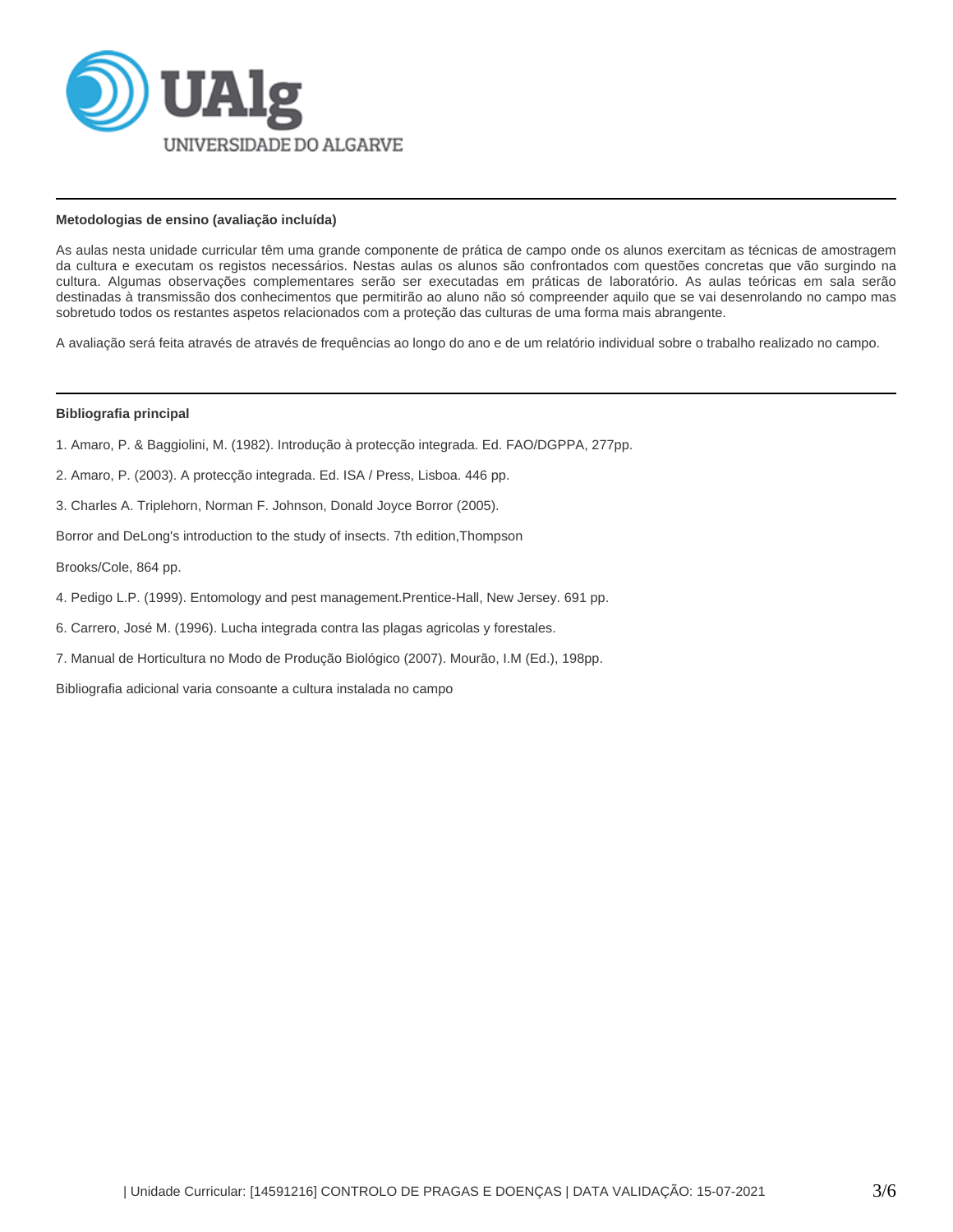### Metodologias de ensino (avaliação incluída)

As aulas nesta unidade curricular têm uma grande componente de prática de campo onde os alunos exercitam as técnicas de amostragem da cultura e executam os registos necessários. Nestas aulas os alunos são confrontados com questões concretas que vão surgindo na cultura. Algumas observações complementares serão ser executadas em práticas de laboratório. As aulas teóricas em sala serão destinadas à transmissão dos conhecimentos que permitirão ao aluno não só compreender aquilo que se vai desenrolando no campo mas sobretudo todos os restantes aspetos relacionados com a proteção das culturas de uma forma mais abrangente.

A avaliação será feita através de através de frequências ao longo do ano e de um relatório individual sobre o trabalho realizado no campo.

### Bibliografia principal

1. Amaro, P. & Baggiolini, M. (1982). Introdução à protecção integrada. Ed. FAO/DGPPA, 277pp.

2. Amaro, P. (2003). A protecção integrada. Ed. ISA / Press, Lisboa. 446 pp.

3. Charles A. Triplehorn, Norman F. Johnson, Donald Joyce Borror (2005).

Borror and DeLong's introduction to the study of insects. 7th edition,Thompson

Brooks/Cole, 864 pp.

4. Pedigo L.P. (1999). Entomology and pest management.Prentice-Hall, New Jersey. 691 pp.

6. Carrero, José M. (1996). Lucha integrada contra las plagas agricolas y forestales.

7. Manual de Horticultura no Modo de Produção Biológico (2007). Mourão, I.M (Ed.), 198pp.

Bibliografia adicional varia consoante a cultura instalada no campo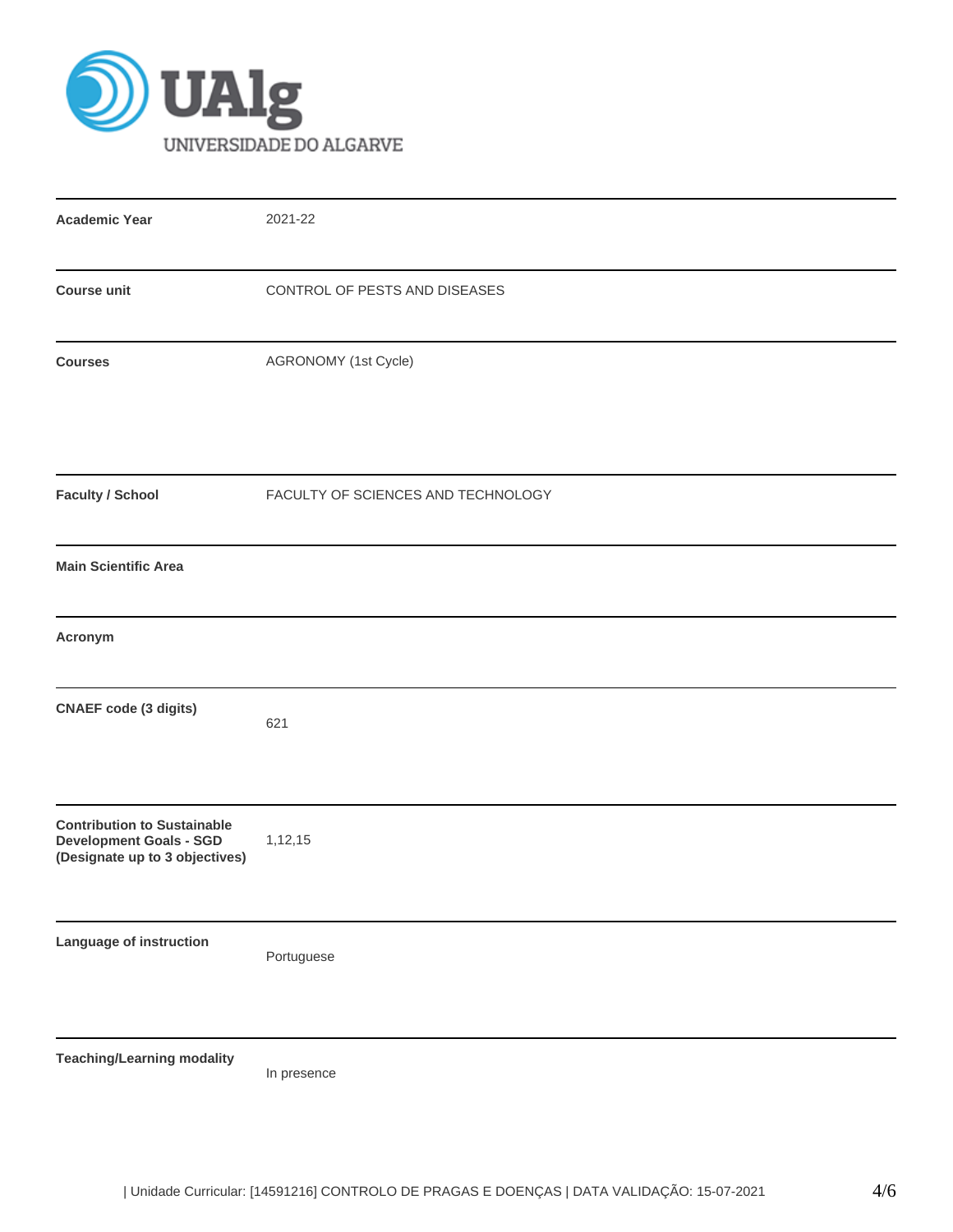UAlg
UNIVERSIDADE DO ALGARVE

| | |
|---|---|
| **Academic Year** | 2021-22 |
| **Course unit** | CONTROL OF PESTS AND DISEASES |
| **Courses** | AGRONOMY (1st Cycle) |
| **Faculty / School** | FACULTY OF SCIENCES AND TECHNOLOGY |
| **Main Scientific Area** | |
| **Acronym** | |
| **CNAEF code (3 digits)** | 621 |
| **Contribution to Sustainable Development Goals - SGD (Designate up to 3 objectives)** | 1,12,15 |
| **Language of instruction** | Portuguese |
| **Teaching/Learning modality** | In presence |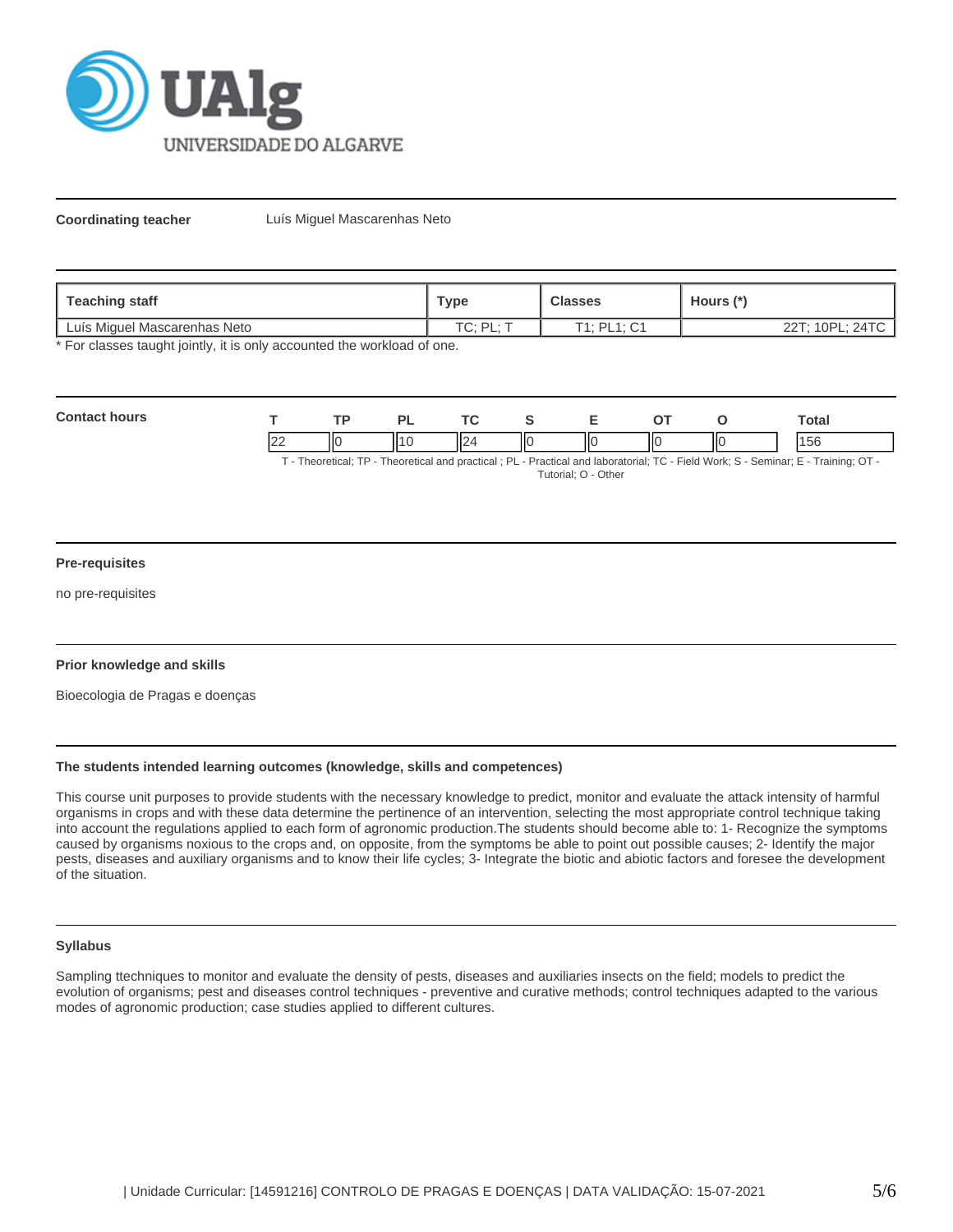**Coordinating teacher** Luís Miguel Mascarenhas Neto

| Teaching staff | Type | Classes | Hours (*) |
|---|---|---|---|
| Luís Miguel Mascarenhas Neto | TC; PL; T | T1; PL1; C1 | 22T; 10PL; 24TC |

* For classes taught jointly, it is only accounted the workload of one.

**Contact hours**

| T | TP | PL | TC | S | E | OT | O | Total |
|---|---|---|---|---|---|---|---|---|
| 22 | 0 | 10 | 24 | 0 | 0 | 0 | 0 | 156 |

T - Theoretical; TP - Theoretical and practical ; PL - Practical and laboratorial; TC - Field Work; S - Seminar; E - Training; OT - Tutorial; O - Other

**Pre-requisites**

no pre-requisites

**Prior knowledge and skills**

Bioecologia de Pragas e doenças

**The students intended learning outcomes (knowledge, skills and competences)**

This course unit purposes to provide students with the necessary knowledge to predict, monitor and evaluate the attack intensity of harmful organisms in crops and with these data determine the pertinence of an intervention, selecting the most appropriate control technique taking into account the regulations applied to each form of agronomic production.The students should become able to: 1- Recognize the symptoms caused by organisms noxious to the crops and, on opposite, from the symptoms be able to point out possible causes; 2- Identify the major pests, diseases and auxiliary organisms and to know their life cycles; 3- Integrate the biotic and abiotic factors and foresee the development of the situation.

**Syllabus**

Sampling ttechniques to monitor and evaluate the density of pests, diseases and auxiliaries insects on the field; models to predict the evolution of organisms; pest and diseases control techniques - preventive and curative methods; control techniques adapted to the various modes of agronomic production; case studies applied to different cultures.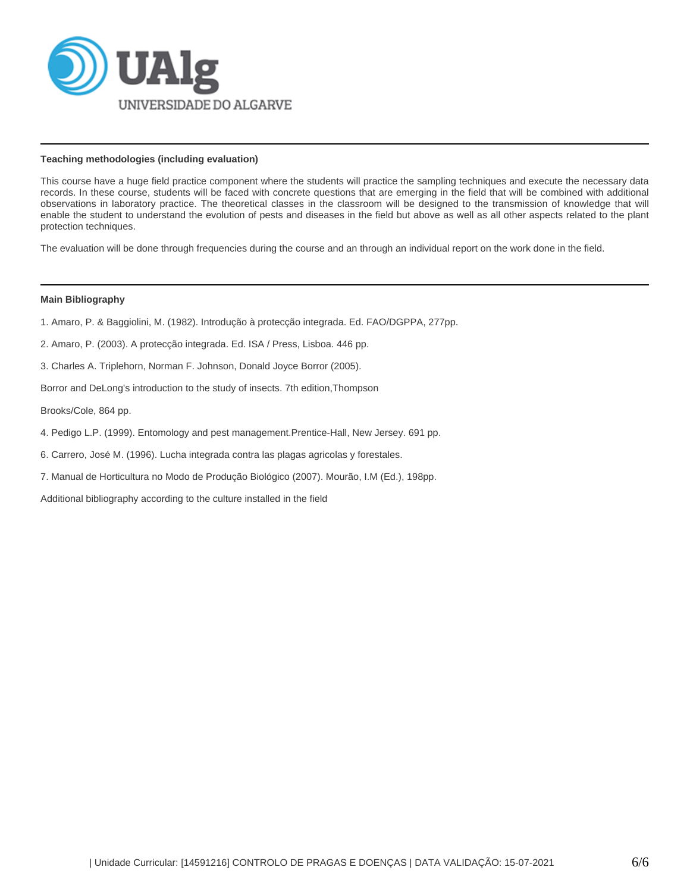### Teaching methodologies (including evaluation)

This course have a huge field practice component where the students will practice the sampling techniques and execute the necessary data records. In these course, students will be faced with concrete questions that are emerging in the field that will be combined with additional observations in laboratory practice. The theoretical classes in the classroom will be designed to the transmission of knowledge that will enable the student to understand the evolution of pests and diseases in the field but above as well as all other aspects related to the plant protection techniques.

The evaluation will be done through frequencies during the course and an through an individual report on the work done in the field.

### Main Bibliography

1. Amaro, P. & Baggiolini, M. (1982). Introdução à protecção integrada. Ed. FAO/DGPPA, 277pp.

2. Amaro, P. (2003). A protecção integrada. Ed. ISA / Press, Lisboa. 446 pp.

3. Charles A. Triplehorn, Norman F. Johnson, Donald Joyce Borror (2005).

Borror and DeLong's introduction to the study of insects. 7th edition,Thompson

Brooks/Cole, 864 pp.

4. Pedigo L.P. (1999). Entomology and pest management.Prentice-Hall, New Jersey. 691 pp.

6. Carrero, José M. (1996). Lucha integrada contra las plagas agricolas y forestales.

7. Manual de Horticultura no Modo de Produção Biológico (2007). Mourão, I.M (Ed.), 198pp.

Additional bibliography according to the culture installed in the field